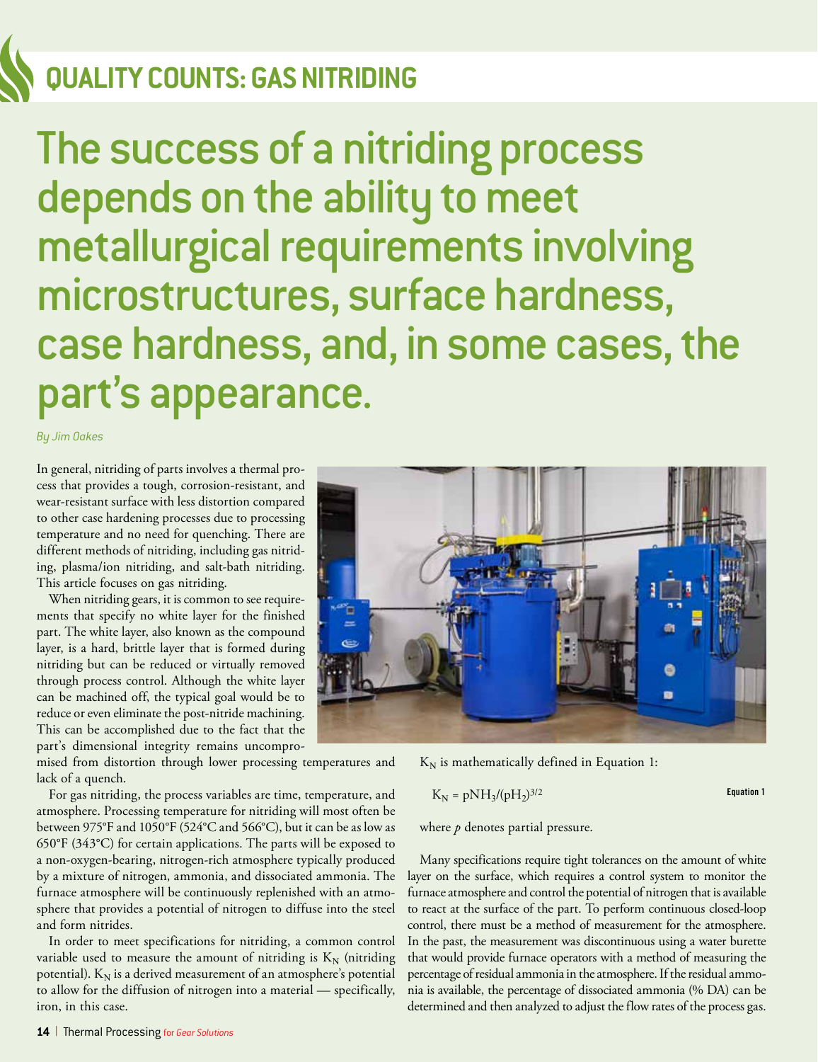# QUALITY COUNTS: GAS NITRIDING

## The success of a nitriding process depends on the ability to meet metallurgical requirements involving microstructures, surface hardness, case hardness, and, in some cases, the part's appearance.

*By Jim Oakes*

In general, nitriding of parts involves a thermal process that provides a tough, corrosion-resistant, and wear-resistant surface with less distortion compared to other case hardening processes due to processing temperature and no need for quenching. There are different methods of nitriding, including gas nitriding, plasma/ion nitriding, and salt-bath nitriding. This article focuses on gas nitriding.

When nitriding gears, it is common to see requirements that specify no white layer for the finished part. The white layer, also known as the compound layer, is a hard, brittle layer that is formed during nitriding but can be reduced or virtually removed through process control. Although the white layer can be machined off, the typical goal would be to reduce or even eliminate the post-nitride machining. This can be accomplished due to the fact that the part's dimensional integrity remains uncompromised from distortion through lower processing temperatures and lack of a quench.

For gas nitriding, the process variables are time, temperature, and atmosphere. Processing temperature for nitriding will most often be between 975°F and 1050°F (524°C and 566°C), but it can be as low as 650°F (343°C) for certain applications. The parts will be exposed to a non-oxygen-bearing, nitrogen-rich atmosphere typically produced by a mixture of nitrogen, ammonia, and dissociated ammonia. The furnace atmosphere will be continuously replenished with an atmosphere that provides a potential of nitrogen to diffuse into the steel and form nitrides.

In order to meet specifications for nitriding, a common control variable used to measure the amount of nitriding is $K_N$ (nitriding potential). $K_N$ is a derived measurement of an atmosphere's potential to allow for the diffusion of nitrogen into a material — specifically, iron, in this case.

$K_N$ is mathematically defined in Equation 1:

$$K_N = pNH_3/(pH_2)^{3/2} \quad \text{Equation 1}$$

where *p* denotes partial pressure.

Many specifications require tight tolerances on the amount of white layer on the surface, which requires a control system to monitor the furnace atmosphere and control the potential of nitrogen that is available to react at the surface of the part. To perform continuous closed-loop control, there must be a method of measurement for the atmosphere. In the past, the measurement was discontinuous using a water burette that would provide furnace operators with a method of measuring the percentage of residual ammonia in the atmosphere. If the residual ammonia is available, the percentage of dissociated ammonia (% DA) can be determined and then analyzed to adjust the flow rates of the process gas.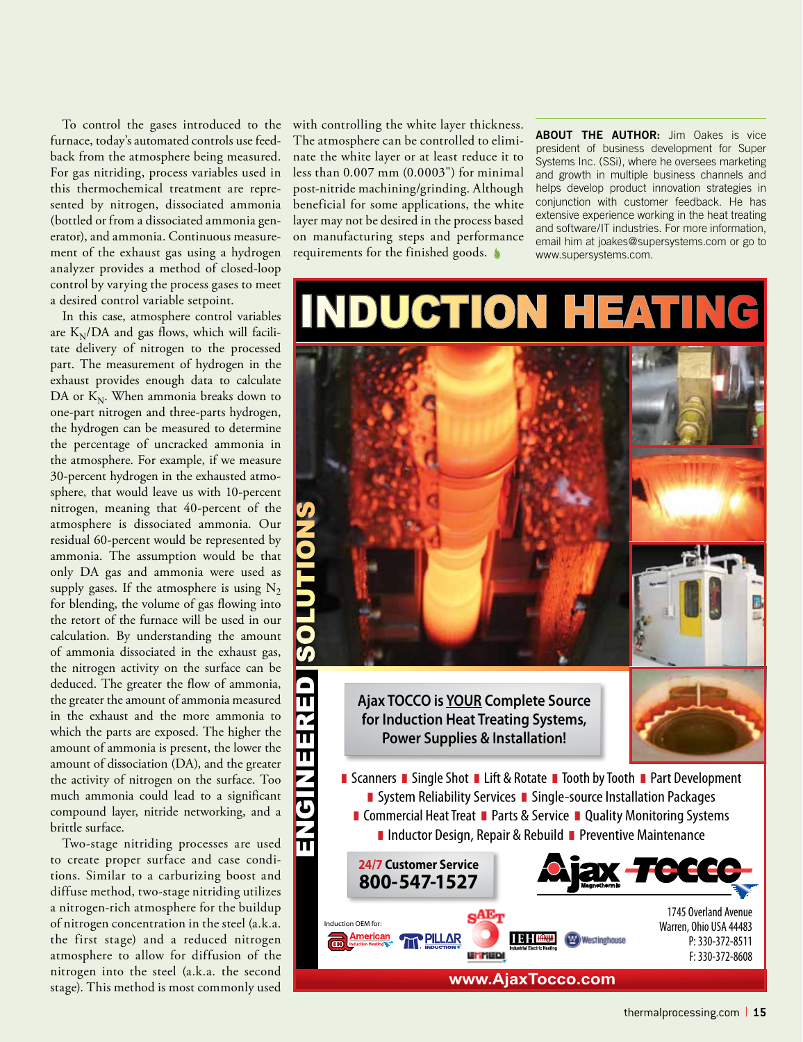To control the gases introduced to the furnace, today's automated controls use feedback from the atmosphere being measured. For gas nitriding, process variables used in this thermochemical treatment are represented by nitrogen, dissociated ammonia (bottled or from a dissociated ammonia generator), and ammonia. Continuous measurement of the exhaust gas using a hydrogen analyzer provides a method of closed-loop control by varying the process gases to meet a desired control variable setpoint.

In this case, atmosphere control variables are $K_N$/DA and gas flows, which will facilitate delivery of nitrogen to the processed part. The measurement of hydrogen in the exhaust provides enough data to calculate DA or $K_N$. When ammonia breaks down to one-part nitrogen and three-parts hydrogen, the hydrogen can be measured to determine the percentage of uncracked ammonia in the atmosphere. For example, if we measure 30-percent hydrogen in the exhausted atmosphere, that would leave us with 10-percent nitrogen, meaning that 40-percent of the atmosphere is dissociated ammonia. Our residual 60-percent would be represented by ammonia. The assumption would be that only DA gas and ammonia were used as supply gases. If the atmosphere is using $N_2$ for blending, the volume of gas flowing into the retort of the furnace will be used in our calculation. By understanding the amount of ammonia dissociated in the exhaust gas, the nitrogen activity on the surface can be deduced. The greater the flow of ammonia, the greater the amount of ammonia measured in the exhaust and the more ammonia to which the parts are exposed. The higher the amount of ammonia is present, the lower the amount of dissociation (DA), and the greater the activity of nitrogen on the surface. Too much ammonia could lead to a significant compound layer, nitride networking, and a brittle surface.

Two-stage nitriding processes are used to create proper surface and case conditions. Similar to a carburizing boost and diffuse method, two-stage nitriding utilizes a nitrogen-rich atmosphere for the buildup of nitrogen concentration in the steel (a.k.a. the first stage) and a reduced nitrogen atmosphere to allow for diffusion of the nitrogen into the steel (a.k.a. the second stage). This method is most commonly used with controlling the white layer thickness. The atmosphere can be controlled to eliminate the white layer or at least reduce it to less than 0.007 mm (0.0003") for minimal post-nitride machining/grinding. Although beneficial for some applications, the white layer may not be desired in the process based on manufacturing steps and performance requirements for the finished goods.

**ABOUT THE AUTHOR:** Jim Oakes is vice president of business development for Super Systems Inc. (SSi), where he oversees marketing and growth in multiple business channels and helps develop product innovation strategies in conjunction with customer feedback. He has extensive experience working in the heat treating and software/IT industries. For more information, email him at joakes@supersystems.com or go to www.supersystems.com.

# INDUCTION HEATING

ENGINEERED SOLUTIONS

Ajax TOCCO is YOUR Complete Source for Induction Heat Treating Systems, Power Supplies & Installation!

- Scanners
- Single Shot
- Lift & Rotate
- Tooth by Tooth
- Part Development
- System Reliability Services
- Single-source Installation Packages
- Commercial Heat Treat
- Parts & Service
- Quality Monitoring Systems
- Inductor Design, Repair & Rebuild
- Preventive Maintenance

24/7 Customer Service
800-547-1527

Ajax TOCCO Magnethermic

Induction OEM for: American Induction Heating, Pillar Induction, SAET, IEH Industrial Electric Heating, Westinghouse, EMMEDI

1745 Overland Avenue
Warren, Ohio USA 44483
P: 330-372-8511
F: 330-372-8608

www.AjaxTocco.com